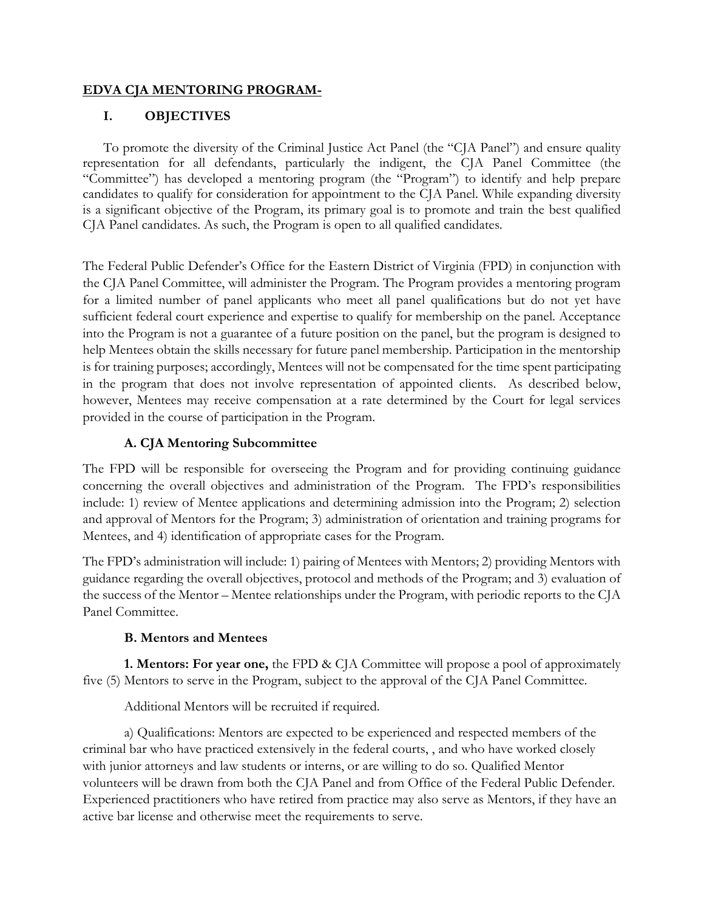## EDVA CJA MENTORING PROGRAM-

### I. OBJECTIVES

To promote the diversity of the Criminal Justice Act Panel (the "CJA Panel") and ensure quality representation for all defendants, particularly the indigent, the CJA Panel Committee (the "Committee") has developed a mentoring program (the "Program") to identify and help prepare candidates to qualify for consideration for appointment to the CJA Panel. While expanding diversity is a significant objective of the Program, its primary goal is to promote and train the best qualified CJA Panel candidates. As such, the Program is open to all qualified candidates.

The Federal Public Defender's Office for the Eastern District of Virginia (FPD) in conjunction with the CJA Panel Committee, will administer the Program. The Program provides a mentoring program for a limited number of panel applicants who meet all panel qualifications but do not yet have sufficient federal court experience and expertise to qualify for membership on the panel. Acceptance into the Program is not a guarantee of a future position on the panel, but the program is designed to help Mentees obtain the skills necessary for future panel membership. Participation in the mentorship is for training purposes; accordingly, Mentees will not be compensated for the time spent participating in the program that does not involve representation of appointed clients. As described below, however, Mentees may receive compensation at a rate determined by the Court for legal services provided in the course of participation in the Program.

#### A. CJA Mentoring Subcommittee

The FPD will be responsible for overseeing the Program and for providing continuing guidance concerning the overall objectives and administration of the Program. The FPD's responsibilities include: 1) review of Mentee applications and determining admission into the Program; 2) selection and approval of Mentors for the Program; 3) administration of orientation and training programs for Mentees, and 4) identification of appropriate cases for the Program.

The FPD's administration will include: 1) pairing of Mentees with Mentors; 2) providing Mentors with guidance regarding the overall objectives, protocol and methods of the Program; and 3) evaluation of the success of the Mentor – Mentee relationships under the Program, with periodic reports to the CJA Panel Committee.

#### B. Mentors and Mentees

**1. Mentors: For year one,** the FPD & CJA Committee will propose a pool of approximately five (5) Mentors to serve in the Program, subject to the approval of the CJA Panel Committee.

Additional Mentors will be recruited if required.

a) Qualifications: Mentors are expected to be experienced and respected members of the criminal bar who have practiced extensively in the federal courts, , and who have worked closely with junior attorneys and law students or interns, or are willing to do so. Qualified Mentor volunteers will be drawn from both the CJA Panel and from Office of the Federal Public Defender. Experienced practitioners who have retired from practice may also serve as Mentors, if they have an active bar license and otherwise meet the requirements to serve.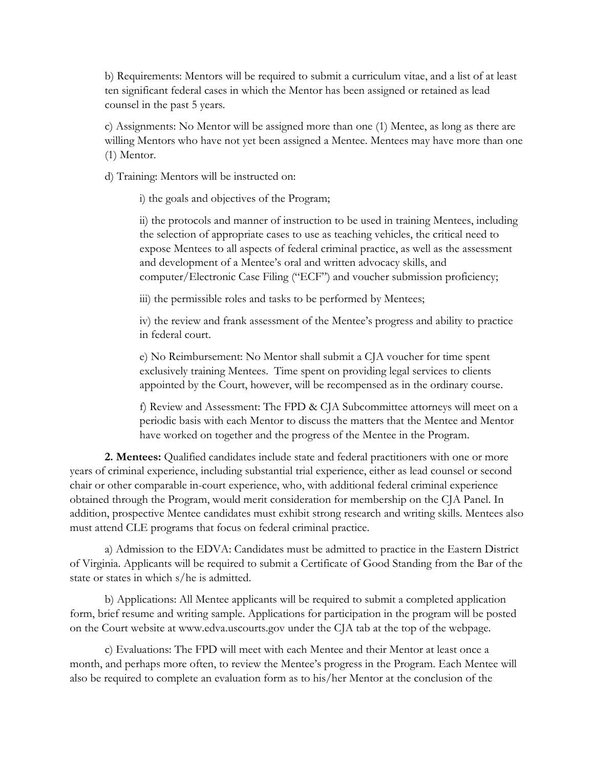b) Requirements: Mentors will be required to submit a curriculum vitae, and a list of at least ten significant federal cases in which the Mentor has been assigned or retained as lead counsel in the past 5 years.

c) Assignments: No Mentor will be assigned more than one (1) Mentee, as long as there are willing Mentors who have not yet been assigned a Mentee. Mentees may have more than one (1) Mentor.

d) Training: Mentors will be instructed on:

i) the goals and objectives of the Program;

ii) the protocols and manner of instruction to be used in training Mentees, including the selection of appropriate cases to use as teaching vehicles, the critical need to expose Mentees to all aspects of federal criminal practice, as well as the assessment and development of a Mentee's oral and written advocacy skills, and computer/Electronic Case Filing ("ECF") and voucher submission proficiency;

iii) the permissible roles and tasks to be performed by Mentees;

iv) the review and frank assessment of the Mentee's progress and ability to practice in federal court.

e) No Reimbursement: No Mentor shall submit a CJA voucher for time spent exclusively training Mentees. Time spent on providing legal services to clients appointed by the Court, however, will be recompensed as in the ordinary course.

f) Review and Assessment: The FPD & CJA Subcommittee attorneys will meet on a periodic basis with each Mentor to discuss the matters that the Mentee and Mentor have worked on together and the progress of the Mentee in the Program.

**2. Mentees:** Qualified candidates include state and federal practitioners with one or more years of criminal experience, including substantial trial experience, either as lead counsel or second chair or other comparable in-court experience, who, with additional federal criminal experience obtained through the Program, would merit consideration for membership on the CJA Panel. In addition, prospective Mentee candidates must exhibit strong research and writing skills. Mentees also must attend CLE programs that focus on federal criminal practice.

a) Admission to the EDVA: Candidates must be admitted to practice in the Eastern District of Virginia. Applicants will be required to submit a Certificate of Good Standing from the Bar of the state or states in which s/he is admitted.

b) Applications: All Mentee applicants will be required to submit a completed application form, brief resume and writing sample. Applications for participation in the program will be posted on the Court website at www.edva.uscourts.gov under the CJA tab at the top of the webpage.

c) Evaluations: The FPD will meet with each Mentee and their Mentor at least once a month, and perhaps more often, to review the Mentee's progress in the Program. Each Mentee will also be required to complete an evaluation form as to his/her Mentor at the conclusion of the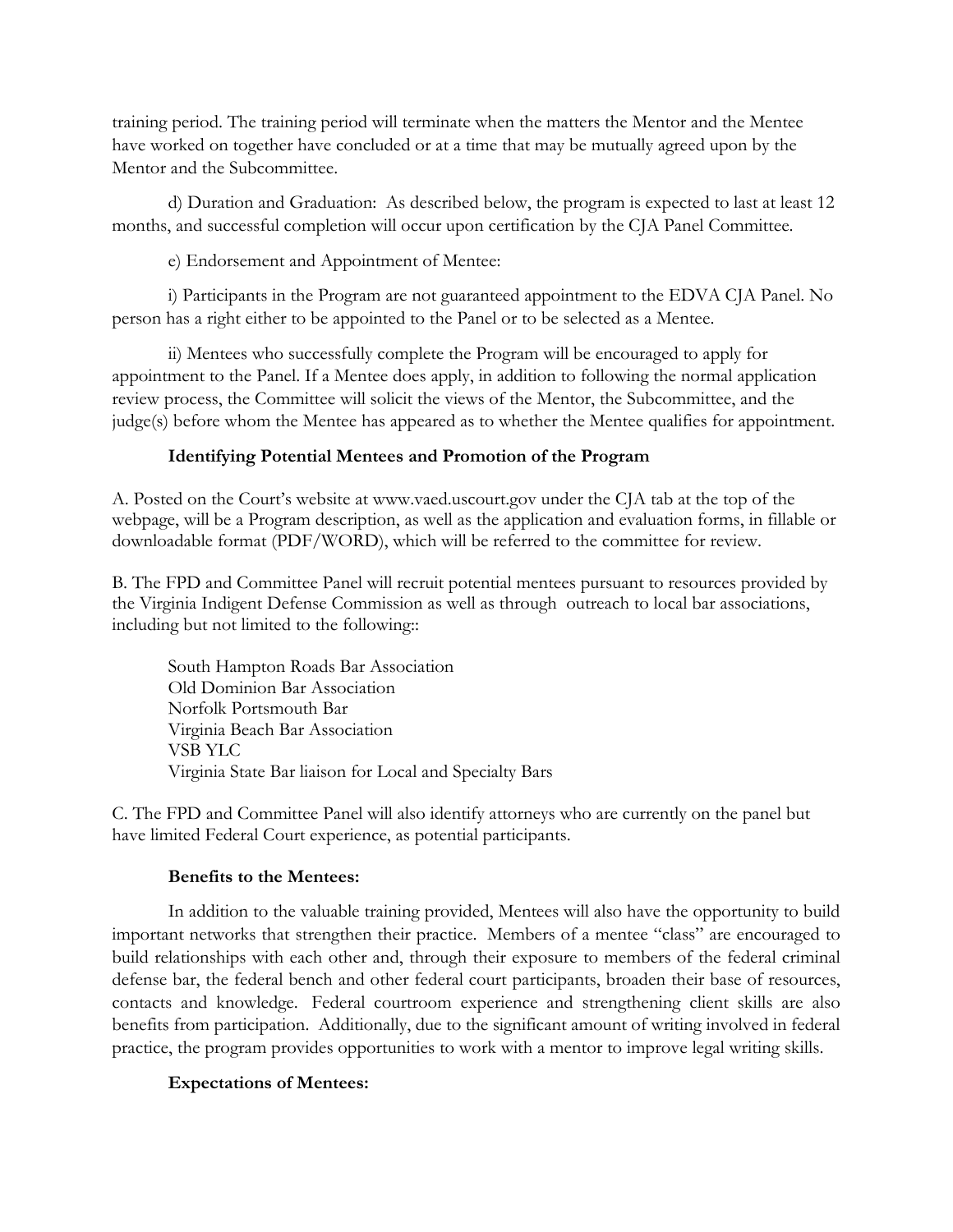training period. The training period will terminate when the matters the Mentor and the Mentee have worked on together have concluded or at a time that may be mutually agreed upon by the Mentor and the Subcommittee.

d) Duration and Graduation: As described below, the program is expected to last at least 12 months, and successful completion will occur upon certification by the CJA Panel Committee.

e) Endorsement and Appointment of Mentee:

i) Participants in the Program are not guaranteed appointment to the EDVA CJA Panel. No person has a right either to be appointed to the Panel or to be selected as a Mentee.

ii) Mentees who successfully complete the Program will be encouraged to apply for appointment to the Panel. If a Mentee does apply, in addition to following the normal application review process, the Committee will solicit the views of the Mentor, the Subcommittee, and the judge(s) before whom the Mentee has appeared as to whether the Mentee qualifies for appointment.

**Identifying Potential Mentees and Promotion of the Program**

A. Posted on the Court's website at www.vaed.uscourt.gov under the CJA tab at the top of the webpage, will be a Program description, as well as the application and evaluation forms, in fillable or downloadable format (PDF/WORD), which will be referred to the committee for review.

B. The FPD and Committee Panel will recruit potential mentees pursuant to resources provided by the Virginia Indigent Defense Commission as well as through outreach to local bar associations, including but not limited to the following::

South Hampton Roads Bar Association
Old Dominion Bar Association
Norfolk Portsmouth Bar
Virginia Beach Bar Association
VSB YLC
Virginia State Bar liaison for Local and Specialty Bars

C. The FPD and Committee Panel will also identify attorneys who are currently on the panel but have limited Federal Court experience, as potential participants.

**Benefits to the Mentees:**

In addition to the valuable training provided, Mentees will also have the opportunity to build important networks that strengthen their practice. Members of a mentee "class" are encouraged to build relationships with each other and, through their exposure to members of the federal criminal defense bar, the federal bench and other federal court participants, broaden their base of resources, contacts and knowledge. Federal courtroom experience and strengthening client skills are also benefits from participation. Additionally, due to the significant amount of writing involved in federal practice, the program provides opportunities to work with a mentor to improve legal writing skills.

**Expectations of Mentees:**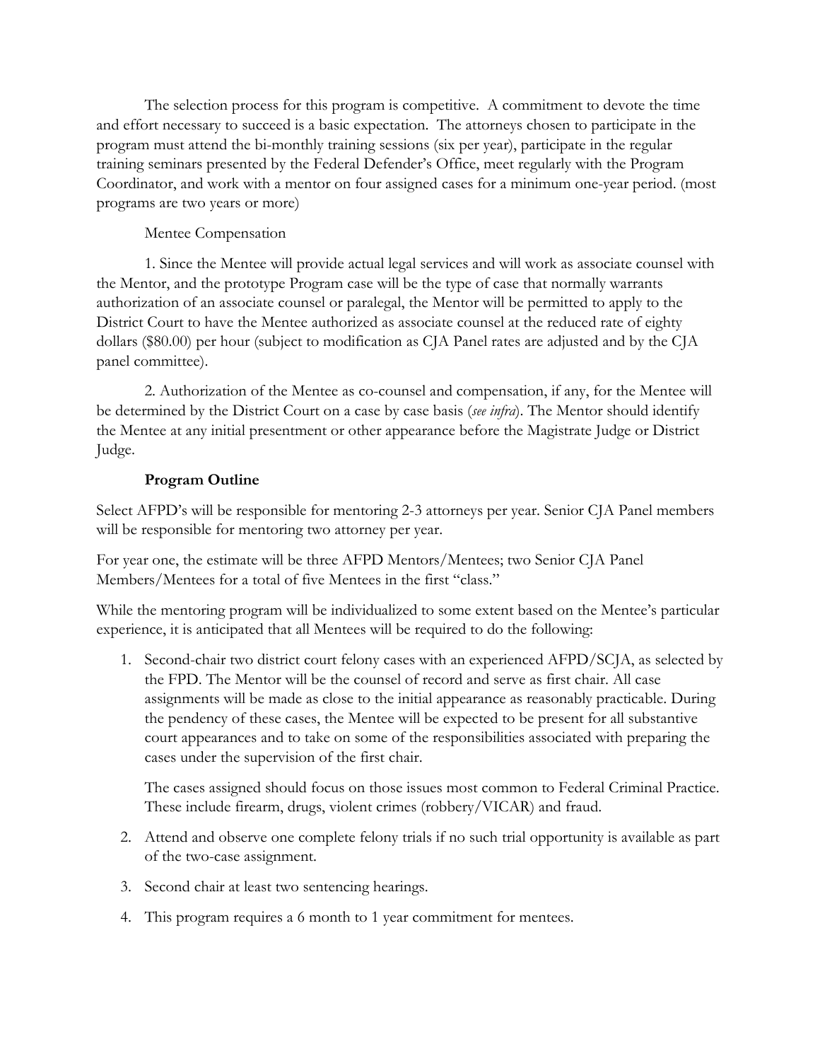The selection process for this program is competitive. A commitment to devote the time and effort necessary to succeed is a basic expectation. The attorneys chosen to participate in the program must attend the bi-monthly training sessions (six per year), participate in the regular training seminars presented by the Federal Defender's Office, meet regularly with the Program Coordinator, and work with a mentor on four assigned cases for a minimum one-year period. (most programs are two years or more)

Mentee Compensation

1. Since the Mentee will provide actual legal services and will work as associate counsel with the Mentor, and the prototype Program case will be the type of case that normally warrants authorization of an associate counsel or paralegal, the Mentor will be permitted to apply to the District Court to have the Mentee authorized as associate counsel at the reduced rate of eighty dollars ($80.00) per hour (subject to modification as CJA Panel rates are adjusted and by the CJA panel committee).

2. Authorization of the Mentee as co-counsel and compensation, if any, for the Mentee will be determined by the District Court on a case by case basis (*see infra*). The Mentor should identify the Mentee at any initial presentment or other appearance before the Magistrate Judge or District Judge.

**Program Outline**

Select AFPD's will be responsible for mentoring 2-3 attorneys per year. Senior CJA Panel members will be responsible for mentoring two attorney per year.

For year one, the estimate will be three AFPD Mentors/Mentees; two Senior CJA Panel Members/Mentees for a total of five Mentees in the first "class."

While the mentoring program will be individualized to some extent based on the Mentee's particular experience, it is anticipated that all Mentees will be required to do the following:

1. Second-chair two district court felony cases with an experienced AFPD/SCJA, as selected by the FPD. The Mentor will be the counsel of record and serve as first chair. All case assignments will be made as close to the initial appearance as reasonably practicable. During the pendency of these cases, the Mentee will be expected to be present for all substantive court appearances and to take on some of the responsibilities associated with preparing the cases under the supervision of the first chair.

   The cases assigned should focus on those issues most common to Federal Criminal Practice. These include firearm, drugs, violent crimes (robbery/VICAR) and fraud.

2. Attend and observe one complete felony trials if no such trial opportunity is available as part of the two-case assignment.

3. Second chair at least two sentencing hearings.

4. This program requires a 6 month to 1 year commitment for mentees.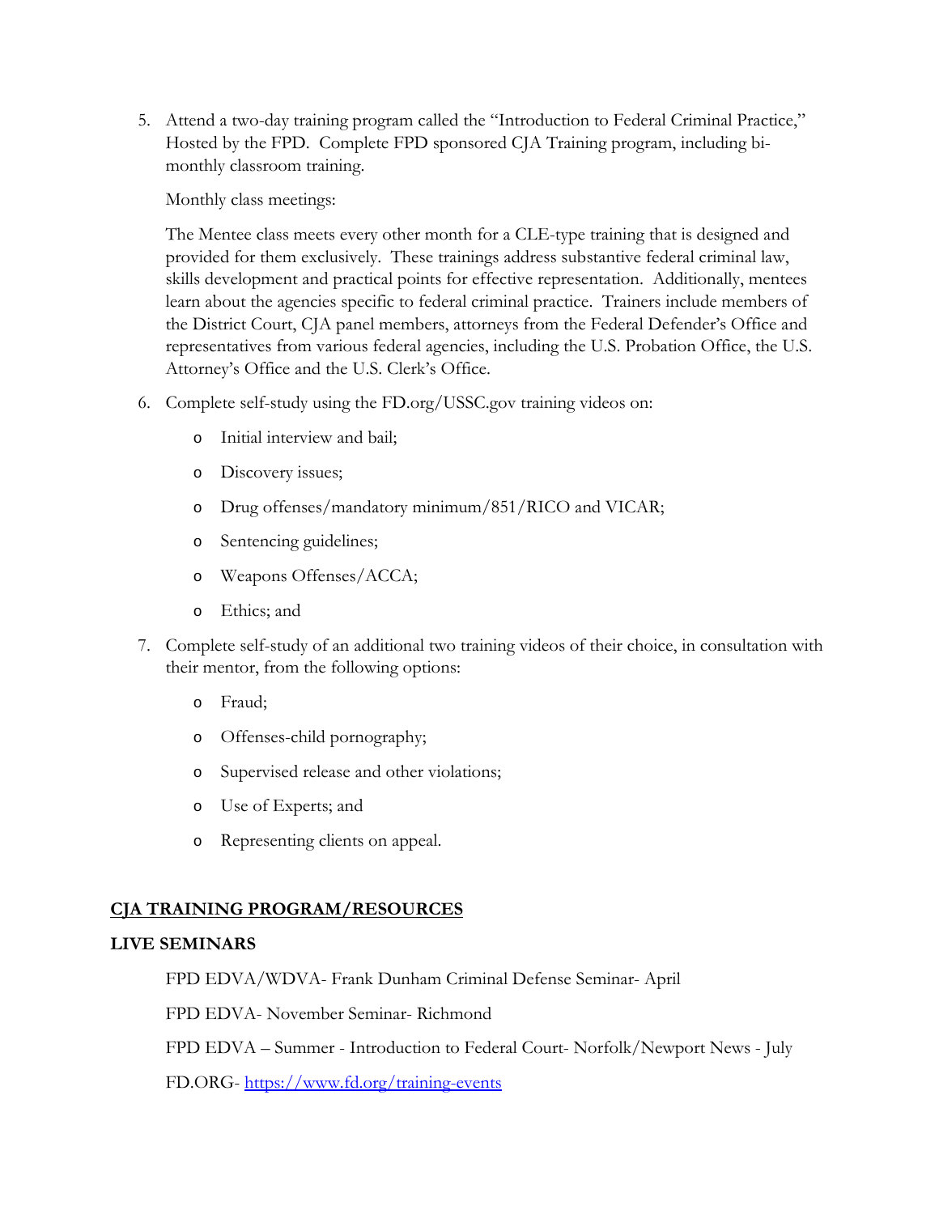5. Attend a two-day training program called the "Introduction to Federal Criminal Practice," Hosted by the FPD. Complete FPD sponsored CJA Training program, including bi-monthly classroom training.

   Monthly class meetings:

   The Mentee class meets every other month for a CLE-type training that is designed and provided for them exclusively. These trainings address substantive federal criminal law, skills development and practical points for effective representation. Additionally, mentees learn about the agencies specific to federal criminal practice. Trainers include members of the District Court, CJA panel members, attorneys from the Federal Defender's Office and representatives from various federal agencies, including the U.S. Probation Office, the U.S. Attorney's Office and the U.S. Clerk's Office.

6. Complete self-study using the FD.org/USSC.gov training videos on:
   - Initial interview and bail;
   - Discovery issues;
   - Drug offenses/mandatory minimum/851/RICO and VICAR;
   - Sentencing guidelines;
   - Weapons Offenses/ACCA;
   - Ethics; and

7. Complete self-study of an additional two training videos of their choice, in consultation with their mentor, from the following options:
   - Fraud;
   - Offenses-child pornography;
   - Supervised release and other violations;
   - Use of Experts; and
   - Representing clients on appeal.

## <u>CJA TRAINING PROGRAM/RESOURCES</u>

### LIVE SEMINARS

FPD EDVA/WDVA- Frank Dunham Criminal Defense Seminar- April

FPD EDVA- November Seminar- Richmond

FPD EDVA – Summer - Introduction to Federal Court- Norfolk/Newport News - July

FD.ORG- [https://www.fd.org/training-events](https://www.fd.org/training-events)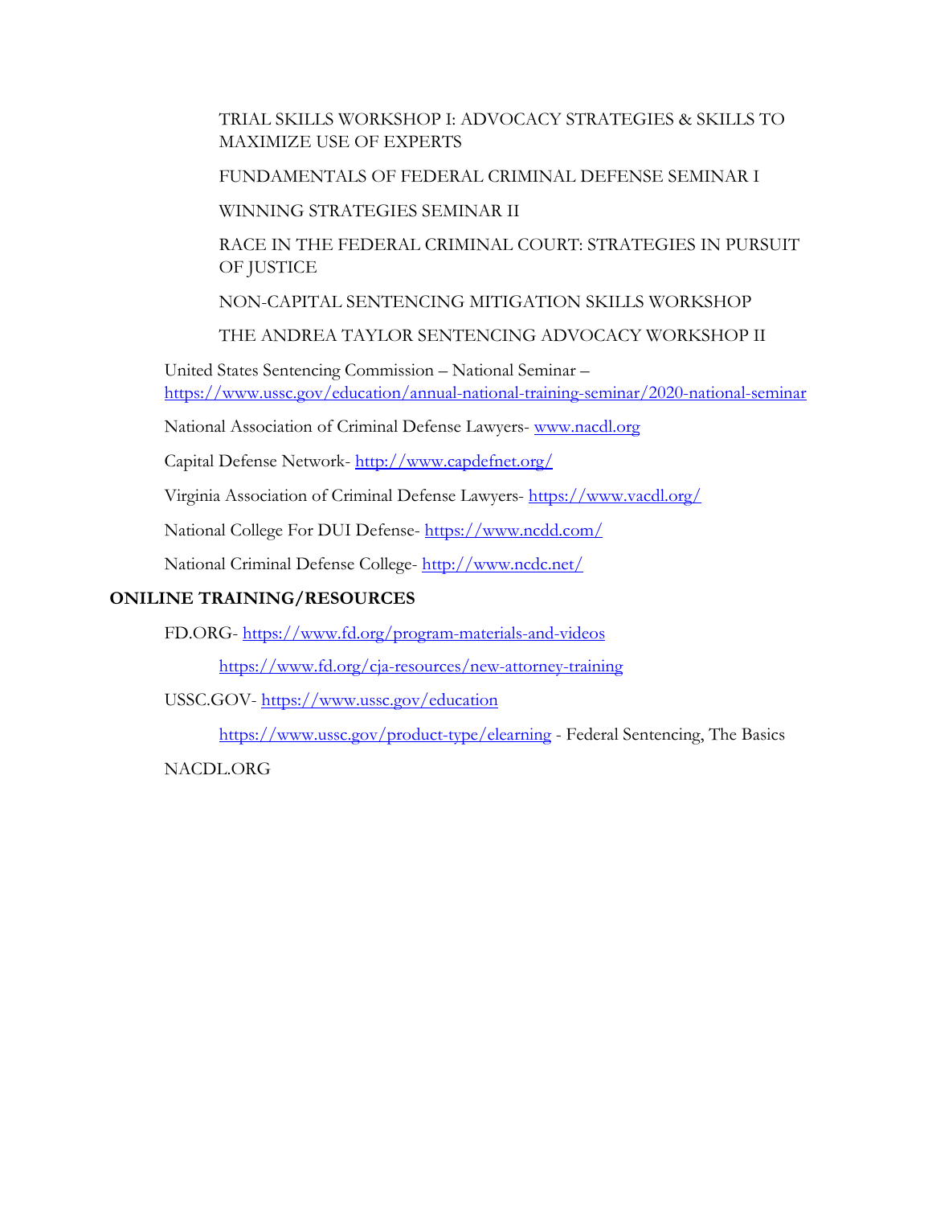TRIAL SKILLS WORKSHOP I: ADVOCACY STRATEGIES & SKILLS TO MAXIMIZE USE OF EXPERTS

FUNDAMENTALS OF FEDERAL CRIMINAL DEFENSE SEMINAR I

WINNING STRATEGIES SEMINAR II

RACE IN THE FEDERAL CRIMINAL COURT: STRATEGIES IN PURSUIT OF JUSTICE

NON-CAPITAL SENTENCING MITIGATION SKILLS WORKSHOP

THE ANDREA TAYLOR SENTENCING ADVOCACY WORKSHOP II

United States Sentencing Commission – National Seminar – https://www.ussc.gov/education/annual-national-training-seminar/2020-national-seminar

National Association of Criminal Defense Lawyers- www.nacdl.org

Capital Defense Network- http://www.capdefnet.org/

Virginia Association of Criminal Defense Lawyers- https://www.vacdl.org/

National College For DUI Defense- https://www.ncdd.com/

National Criminal Defense College- http://www.ncdc.net/

**ONILINE TRAINING/RESOURCES**

FD.ORG- https://www.fd.org/program-materials-and-videos

https://www.fd.org/cja-resources/new-attorney-training

USSC.GOV- https://www.ussc.gov/education

https://www.ussc.gov/product-type/elearning - Federal Sentencing, The Basics

NACDL.ORG